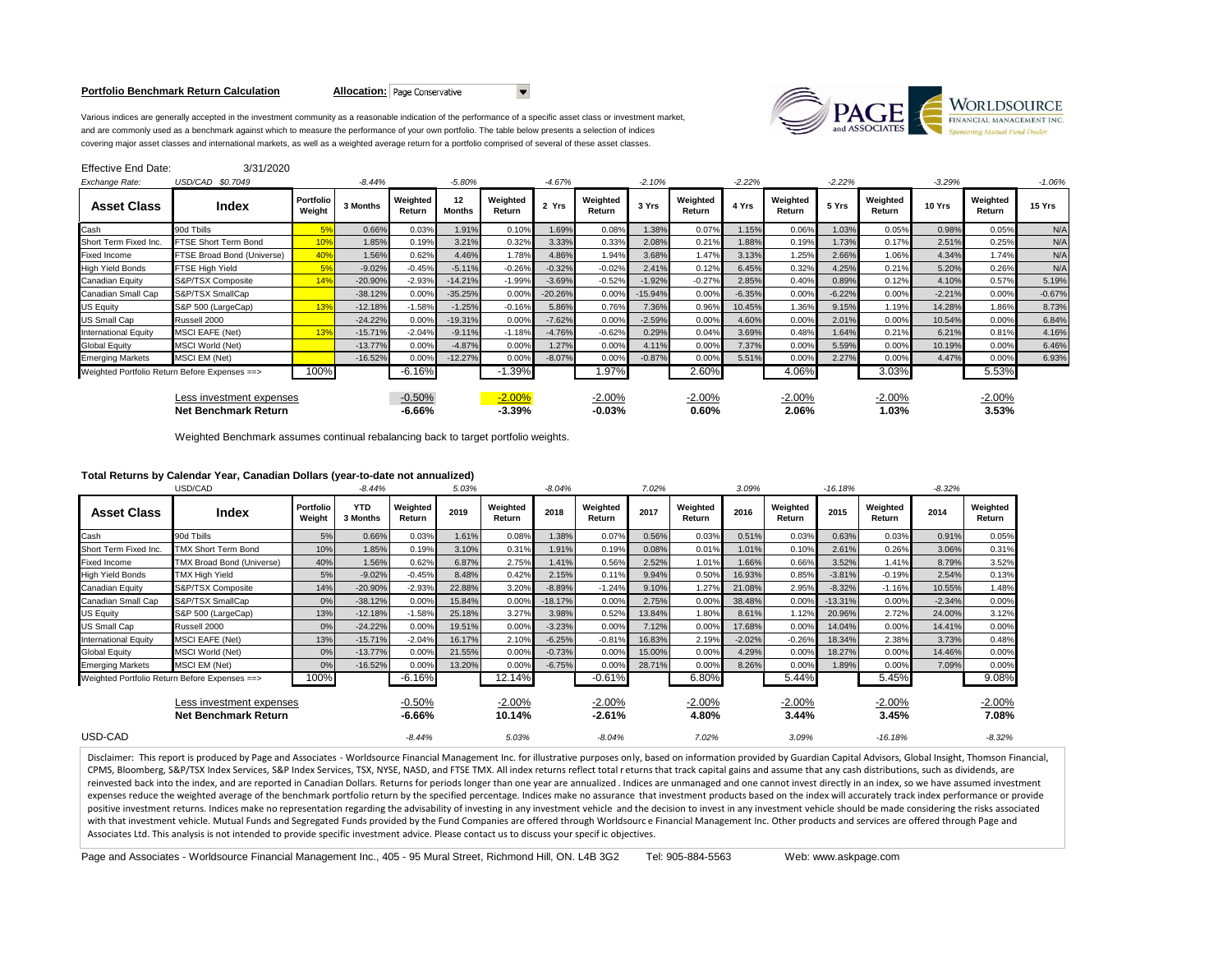**Portfolio Benchmark Return Calculation** **Allocation:** Page Conservative

Various indices are generally accepted in the investment community as a reasonable indication of the performance of a specific asset class or investment market, and are commonly used as a benchmark against which to measure the performance of your own portfolio. The table below presents a selection of indices covering major asset classes and international markets, as well as a weighted average return for a portfolio comprised of several of these asset classes.

Effective End Date: 3/31/2020

| *Exchange Rate:* | *USD/CAD $0.7049* | | *-8.44%* | | *-5.80%* | | *-4.67%* | | *-2.10%* | | *-2.22%* | | *-2.22%* | | *-3.29%* | | *-1.06%* |
|---|---|---|---|---|---|---|---|---|---|---|---|---|---|---|---|---|---|
| **Asset Class** | **Index** | **Portfolio Weight** | **3 Months** | **Weighted Return** | **12 Months** | **Weighted Return** | **2 Yrs** | **Weighted Return** | **3 Yrs** | **Weighted Return** | **4 Yrs** | **Weighted Return** | **5 Yrs** | **Weighted Return** | **10 Yrs** | **Weighted Return** | **15 Yrs** |
| Cash | 90d Tbills | 5% | 0.66% | 0.03% | 1.91% | 0.10% | 1.69% | 0.08% | 1.38% | 0.07% | 1.15% | 0.06% | 1.03% | 0.05% | 0.98% | 0.05% | N/A |
| Short Term Fixed Inc. | FTSE Short Term Bond | 10% | 1.85% | 0.19% | 3.21% | 0.32% | 3.33% | 0.33% | 2.08% | 0.21% | 1.88% | 0.19% | 1.73% | 0.17% | 2.51% | 0.25% | N/A |
| Fixed Income | FTSE Broad Bond (Universe) | 40% | 1.56% | 0.62% | 4.46% | 1.78% | 4.86% | 1.94% | 3.68% | 1.47% | 3.13% | 1.25% | 2.66% | 1.06% | 4.34% | 1.74% | N/A |
| High Yield Bonds | FTSE High Yield | 5% | -9.02% | -0.45% | -5.11% | -0.26% | -0.32% | -0.02% | 2.41% | 0.12% | 6.45% | 0.32% | 4.25% | 0.21% | 5.20% | 0.26% | N/A |
| Canadian Equity | S&P/TSX Composite | 14% | -20.90% | -2.93% | -14.21% | -1.99% | -3.69% | -0.52% | -1.92% | -0.27% | 2.85% | 0.40% | 0.89% | 0.12% | 4.10% | 0.57% | 5.19% |
| Canadian Small Cap | S&P/TSX SmallCap | | -38.12% | 0.00% | -35.25% | 0.00% | -20.26% | 0.00% | -15.94% | 0.00% | -6.35% | 0.00% | -6.22% | 0.00% | -2.21% | 0.00% | -0.67% |
| US Equity | S&P 500 (LargeCap) | 13% | -12.18% | -1.58% | -1.25% | -0.16% | 5.86% | 0.76% | 7.36% | 0.96% | 10.45% | 1.36% | 9.15% | 1.19% | 14.28% | 1.86% | 8.73% |
| US Small Cap | Russell 2000 | | -24.22% | 0.00% | -19.31% | 0.00% | -7.62% | 0.00% | -2.59% | 0.00% | 4.60% | 0.00% | 2.01% | 0.00% | 10.54% | 0.00% | 6.84% |
| International Equity | MSCI EAFE (Net) | 13% | -15.71% | -2.04% | -9.11% | -1.18% | -4.76% | -0.62% | 0.29% | 0.04% | 3.69% | 0.48% | 1.64% | 0.21% | 6.21% | 0.81% | 4.16% |
| Global Equity | MSCI World (Net) | | -13.77% | 0.00% | -4.87% | 0.00% | 1.27% | 0.00% | 4.11% | 0.00% | 7.37% | 0.00% | 5.59% | 0.00% | 10.19% | 0.00% | 6.46% |
| Emerging Markets | MSCI EM (Net) | | -16.52% | 0.00% | -12.27% | 0.00% | -8.07% | 0.00% | -0.87% | 0.00% | 5.51% | 0.00% | 2.27% | 0.00% | 4.47% | 0.00% | 6.93% |
| Weighted Portfolio Return Before Expenses ==> | | 100% | | -6.16% | | -1.39% | | 1.97% | | 2.60% | | 4.06% | | 3.03% | | 5.53% | |
| | Less investment expenses | | | -0.50% | | -2.00% | | -2.00% | | -2.00% | | -2.00% | | -2.00% | | -2.00% | |
| | **Net Benchmark Return** | | | **-6.66%** | | **-3.39%** | | **-0.03%** | | **0.60%** | | **2.06%** | | **1.03%** | | **3.53%** | |

Weighted Benchmark assumes continual rebalancing back to target portfolio weights.

**Total Returns by Calendar Year, Canadian Dollars (year-to-date not annualized)**

| | USD/CAD | | *-8.44%* | | *5.03%* | | *-8.04%* | | *7.02%* | | *3.09%* | | *-16.18%* | | *-8.32%* | |
|---|---|---|---|---|---|---|---|---|---|---|---|---|---|---|---|---|
| **Asset Class** | **Index** | **Portfolio Weight** | **YTD 3 Months** | **Weighted Return** | **2019** | **Weighted Return** | **2018** | **Weighted Return** | **2017** | **Weighted Return** | **2016** | **Weighted Return** | **2015** | **Weighted Return** | **2014** | **Weighted Return** |
| Cash | 90d Tbills | 5% | 0.66% | 0.03% | 1.61% | 0.08% | 1.38% | 0.07% | 0.56% | 0.03% | 0.51% | 0.03% | 0.63% | 0.03% | 0.91% | 0.05% |
| Short Term Fixed Inc. | TMX Short Term Bond | 10% | 1.85% | 0.19% | 3.10% | 0.31% | 1.91% | 0.19% | 0.08% | 0.01% | 1.01% | 0.10% | 2.61% | 0.26% | 3.06% | 0.31% |
| Fixed Income | TMX Broad Bond (Universe) | 40% | 1.56% | 0.62% | 6.87% | 2.75% | 1.41% | 0.56% | 2.52% | 1.01% | 1.66% | 0.66% | 3.52% | 1.41% | 8.79% | 3.52% |
| High Yield Bonds | TMX High Yield | 5% | -9.02% | -0.45% | 8.48% | 0.42% | 2.15% | 0.11% | 9.94% | 0.50% | 16.93% | 0.85% | -3.81% | -0.19% | 2.54% | 0.13% |
| Canadian Equity | S&P/TSX Composite | 14% | -20.90% | -2.93% | 22.88% | 3.20% | -8.89% | -1.24% | 9.10% | 1.27% | 21.08% | 2.95% | -8.32% | -1.16% | 10.55% | 1.48% |
| Canadian Small Cap | S&P/TSX SmallCap | 0% | -38.12% | 0.00% | 15.84% | 0.00% | -18.17% | 0.00% | 2.75% | 0.00% | 38.48% | 0.00% | -13.31% | 0.00% | -2.34% | 0.00% |
| US Equity | S&P 500 (LargeCap) | 13% | -12.18% | -1.58% | 25.18% | 3.27% | 3.98% | 0.52% | 13.84% | 1.80% | 8.61% | 1.12% | 20.96% | 2.72% | 24.00% | 3.12% |
| US Small Cap | Russell 2000 | 0% | -24.22% | 0.00% | 19.51% | 0.00% | -3.23% | 0.00% | 7.12% | 0.00% | 17.68% | 0.00% | 14.04% | 0.00% | 14.41% | 0.00% |
| International Equity | MSCI EAFE (Net) | 13% | -15.71% | -2.04% | 16.17% | 2.10% | -6.25% | -0.81% | 16.83% | 2.19% | -2.02% | -0.26% | 18.34% | 2.38% | 3.73% | 0.48% |
| Global Equity | MSCI World (Net) | 0% | -13.77% | 0.00% | 21.55% | 0.00% | -0.73% | 0.00% | 15.00% | 0.00% | 4.29% | 0.00% | 18.27% | 0.00% | 14.46% | 0.00% |
| Emerging Markets | MSCI EM (Net) | 0% | -16.52% | 0.00% | 13.20% | 0.00% | -6.75% | 0.00% | 28.71% | 0.00% | 8.26% | 0.00% | 1.89% | 0.00% | 7.09% | 0.00% |
| Weighted Portfolio Return Before Expenses ==> | | 100% | | -6.16% | | 12.14% | | -0.61% | | 6.80% | | 5.44% | | 5.45% | | 9.08% |
| | Less investment expenses | | | -0.50% | | -2.00% | | -2.00% | | -2.00% | | -2.00% | | -2.00% | | -2.00% |
| | **Net Benchmark Return** | | | **-6.66%** | | **10.14%** | | **-2.61%** | | **4.80%** | | **3.44%** | | **3.45%** | | **7.08%** |
| USD-CAD | | | | *-8.44%* | | *5.03%* | | *-8.04%* | | *7.02%* | | *3.09%* | | *-16.18%* | | *-8.32%* |

Disclaimer: This report is produced by Page and Associates - Worldsource Financial Management Inc. for illustrative purposes only, based on information provided by Guardian Capital Advisors, Global Insight, Thomson Financial, CPMS, Bloomberg, S&P/TSX Index Services, S&P Index Services, TSX, NYSE, NASD, and FTSE TMX. All index returns reflect total returns that track capital gains and assume that any cash distributions, such as dividends, are reinvested back into the index, and are reported in Canadian Dollars. Returns for periods longer than one year are annualized . Indices are unmanaged and one cannot invest directly in an index, so we have assumed investment expenses reduce the weighted average of the benchmark portfolio return by the specified percentage. Indices make no assurance that investment products based on the index will accurately track index performance or provide positive investment returns. Indices make no representation regarding the advisability of investing in any investment vehicle and the decision to invest in any investment vehicle should be made considering the risks associated with that investment vehicle. Mutual Funds and Segregated Funds provided by the Fund Companies are offered through Worldsource Financial Management Inc. Other products and services are offered through Page and Associates Ltd. This analysis is not intended to provide specific investment advice. Please contact us to discuss your specific objectives.

Page and Associates - Worldsource Financial Management Inc., 405 - 95 Mural Street, Richmond Hill, ON. L4B 3G2 Tel: 905-884-5563 Web: www.askpage.com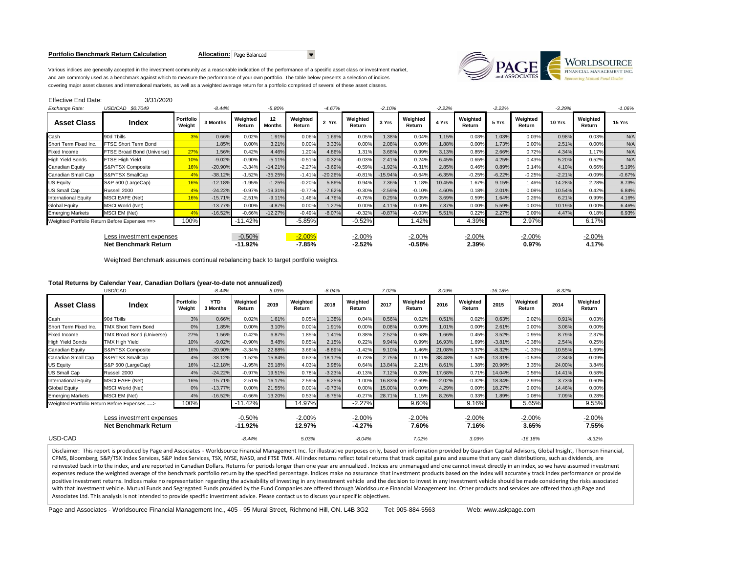**Portfolio Benchmark Return Calculation** **Allocation:** Page Balanced

Various indices are generally accepted in the investment community as a reasonable indication of the performance of a specific asset class or investment market, and are commonly used as a benchmark against which to measure the performance of your own portfolio. The table below presents a selection of indices covering major asset classes and international markets, as well as a weighted average return for a portfolio comprised of several of these asset classes.

Effective End Date: 3/31/2020

| *Exchange Rate:* | *USD/CAD $0.7049* | | *-8.44%* | | *-5.80%* | | *-4.67%* | | *-2.10%* | | *-2.22%* | | *-2.22%* | | *-3.29%* | | *-1.06%* |
|---|---|---|---|---|---|---|---|---|---|---|---|---|---|---|---|---|---|
| **Asset Class** | **Index** | **Portfolio Weight** | **3 Months** | **Weighted Return** | **12 Months** | **Weighted Return** | **2 Yrs** | **Weighted Return** | **3 Yrs** | **Weighted Return** | **4 Yrs** | **Weighted Return** | **5 Yrs** | **Weighted Return** | **10 Yrs** | **Weighted Return** | **15 Yrs** |
| Cash | 90d Tbills | 3% | 0.66% | 0.02% | 1.91% | 0.06% | 1.69% | 0.05% | 1.38% | 0.04% | 1.15% | 0.03% | 1.03% | 0.03% | 0.98% | 0.03% | N/A |
| Short Term Fixed Inc. | FTSE Short Term Bond | | 1.85% | 0.00% | 3.21% | 0.00% | 3.33% | 0.00% | 2.08% | 0.00% | 1.88% | 0.00% | 1.73% | 0.00% | 2.51% | 0.00% | N/A |
| Fixed Income | FTSE Broad Bond (Universe) | 27% | 1.56% | 0.42% | 4.46% | 1.20% | 4.86% | 1.31% | 3.68% | 0.99% | 3.13% | 0.85% | 2.66% | 0.72% | 4.34% | 1.17% | N/A |
| High Yield Bonds | FTSE High Yield | 10% | -9.02% | -0.90% | -5.11% | -0.51% | -0.32% | -0.03% | 2.41% | 0.24% | 6.45% | 0.65% | 4.25% | 0.43% | 5.20% | 0.52% | N/A |
| Canadian Equity | S&P/TSX Composite | 16% | -20.90% | -3.34% | -14.21% | -2.27% | -3.69% | -0.59% | -1.92% | -0.31% | 2.85% | 0.46% | 0.89% | 0.14% | 4.10% | 0.66% | 5.19% |
| Canadian Small Cap | S&P/TSX SmallCap | 4% | -38.12% | -1.52% | -35.25% | -1.41% | -20.26% | -0.81% | -15.94% | -0.64% | -6.35% | -0.25% | -6.22% | -0.25% | -2.21% | -0.09% | -0.67% |
| US Equity | S&P 500 (LargeCap) | 16% | -12.18% | -1.95% | -1.25% | -0.20% | 5.86% | 0.94% | 7.36% | 1.18% | 10.45% | 1.67% | 9.15% | 1.46% | 14.28% | 2.28% | 8.73% |
| US Small Cap | Russell 2000 | 4% | -24.22% | -0.97% | -19.31% | -0.77% | -7.62% | -0.30% | -2.59% | -0.10% | 4.60% | 0.18% | 2.01% | 0.08% | 10.54% | 0.42% | 6.84% |
| International Equity | MSCI EAFE (Net) | 16% | -15.71% | -2.51% | -9.11% | -1.46% | -4.76% | -0.76% | 0.29% | 0.05% | 3.69% | 0.59% | 1.64% | 0.26% | 6.21% | 0.99% | 4.16% |
| Global Equity | MSCI World (Net) | | -13.77% | 0.00% | -4.87% | 0.00% | 1.27% | 0.00% | 4.11% | 0.00% | 7.37% | 0.00% | 5.59% | 0.00% | 10.19% | 0.00% | 6.46% |
| Emerging Markets | MSCI EM (Net) | 4% | -16.52% | -0.66% | -12.27% | -0.49% | -8.07% | -0.32% | -0.87% | -0.03% | 5.51% | 0.22% | 2.27% | 0.09% | 4.47% | 0.18% | 6.93% |
| Weighted Portfolio Return Before Expenses ==> | | 100% | | -11.42% | | -5.85% | | -0.52% | | 1.42% | | 4.39% | | 2.97% | | 6.17% | |
| | Less investment expenses | | | -0.50% | | -2.00% | | -2.00% | | -2.00% | | -2.00% | | -2.00% | | -2.00% | |
| | **Net Benchmark Return** | | | **-11.92%** | | **-7.85%** | | **-2.52%** | | **-0.58%** | | **2.39%** | | **0.97%** | | **4.17%** | |

Weighted Benchmark assumes continual rebalancing back to target portfolio weights.

**Total Returns by Calendar Year, Canadian Dollars (year-to-date not annualized)**

| | USD/CAD | | *-8.44%* | | *5.03%* | | *-8.04%* | | *7.02%* | | *3.09%* | | *-16.18%* | | *-8.32%* | |
|---|---|---|---|---|---|---|---|---|---|---|---|---|---|---|---|---|
| **Asset Class** | **Index** | **Portfolio Weight** | **YTD 3 Months** | **Weighted Return** | **2019** | **Weighted Return** | **2018** | **Weighted Return** | **2017** | **Weighted Return** | **2016** | **Weighted Return** | **2015** | **Weighted Return** | **2014** | **Weighted Return** |
| Cash | 90d Tbills | 3% | 0.66% | 0.02% | 1.61% | 0.05% | 1.38% | 0.04% | 0.56% | 0.02% | 0.51% | 0.02% | 0.63% | 0.02% | 0.91% | 0.03% |
| Short Term Fixed Inc. | TMX Short Term Bond | 0% | 1.85% | 0.00% | 3.10% | 0.00% | 1.91% | 0.00% | 0.08% | 0.00% | 1.01% | 0.00% | 2.61% | 0.00% | 3.06% | 0.00% |
| Fixed Income | TMX Broad Bond (Universe) | 27% | 1.56% | 0.42% | 6.87% | 1.85% | 1.41% | 0.38% | 2.52% | 0.68% | 1.66% | 0.45% | 3.52% | 0.95% | 8.79% | 2.37% |
| High Yield Bonds | TMX High Yield | 10% | -9.02% | -0.90% | 8.48% | 0.85% | 2.15% | 0.22% | 9.94% | 0.99% | 16.93% | 1.69% | -3.81% | -0.38% | 2.54% | 0.25% |
| Canadian Equity | S&P/TSX Composite | 16% | -20.90% | -3.34% | 22.88% | 3.66% | -8.89% | -1.42% | 9.10% | 1.46% | 21.08% | 3.37% | -8.32% | -1.33% | 10.55% | 1.69% |
| Canadian Small Cap | S&P/TSX SmallCap | 4% | -38.12% | -1.52% | 15.84% | 0.63% | -18.17% | -0.73% | 2.75% | 0.11% | 38.48% | 1.54% | -13.31% | -0.53% | -2.34% | -0.09% |
| US Equity | S&P 500 (LargeCap) | 16% | -12.18% | -1.95% | 25.18% | 4.03% | 3.98% | 0.64% | 13.84% | 2.21% | 8.61% | 1.38% | 20.96% | 3.35% | 24.00% | 3.84% |
| US Small Cap | Russell 2000 | 4% | -24.22% | -0.97% | 19.51% | 0.78% | -3.23% | -0.13% | 7.12% | 0.28% | 17.68% | 0.71% | 14.04% | 0.56% | 14.41% | 0.58% |
| International Equity | MSCI EAFE (Net) | 16% | -15.71% | -2.51% | 16.17% | 2.59% | -6.25% | -1.00% | 16.83% | 2.69% | -2.02% | -0.32% | 18.34% | 2.93% | 3.73% | 0.60% |
| Global Equity | MSCI World (Net) | 0% | -13.77% | 0.00% | 21.55% | 0.00% | -0.73% | 0.00% | 15.00% | 0.00% | 4.29% | 0.00% | 18.27% | 0.00% | 14.46% | 0.00% |
| Emerging Markets | MSCI EM (Net) | 4% | -16.52% | -0.66% | 13.20% | 0.53% | -6.75% | -0.27% | 28.71% | 1.15% | 8.26% | 0.33% | 1.89% | 0.08% | 7.09% | 0.28% |
| Weighted Portfolio Return Before Expenses ==> | | 100% | | -11.42% | | 14.97% | | -2.27% | | 9.60% | | 9.16% | | 5.65% | | 9.55% |
| | Less investment expenses | | | -0.50% | | -2.00% | | -2.00% | | -2.00% | | -2.00% | | -2.00% | | -2.00% |
| | **Net Benchmark Return** | | | **-11.92%** | | **12.97%** | | **-4.27%** | | **7.60%** | | **7.16%** | | **3.65%** | | **7.55%** |
| USD-CAD | | | | *-8.44%* | | *5.03%* | | *-8.04%* | | *7.02%* | | *3.09%* | | *-16.18%* | | *-8.32%* |

Disclaimer: This report is produced by Page and Associates - Worldsource Financial Management Inc. for illustrative purposes only, based on information provided by Guardian Capital Advisors, Global Insight, Thomson Financial, CPMS, Bloomberg, S&P/TSX Index Services, S&P Index Services, TSX, NYSE, NASD, and FTSE TMX. All index returns reflect total returns that track capital gains and assume that any cash distributions, such as dividends, are reinvested back into the index, and are reported in Canadian Dollars. Returns for periods longer than one year are annualized . Indices are unmanaged and one cannot invest directly in an index, so we have assumed investment expenses reduce the weighted average of the benchmark portfolio return by the specified percentage. Indices make no assurance that investment products based on the index will accurately track index performance or provide positive investment returns. Indices make no representation regarding the advisability of investing in any investment vehicle and the decision to invest in any investment vehicle should be made considering the risks associated with that investment vehicle. Mutual Funds and Segregated Funds provided by the Fund Companies are offered through Worldsource Financial Management Inc. Other products and services are offered through Page and Associates Ltd. This analysis is not intended to provide specific investment advice. Please contact us to discuss your specific objectives.

Page and Associates - Worldsource Financial Management Inc., 405 - 95 Mural Street, Richmond Hill, ON. L4B 3G2 Tel: 905-884-5563 Web: www.askpage.com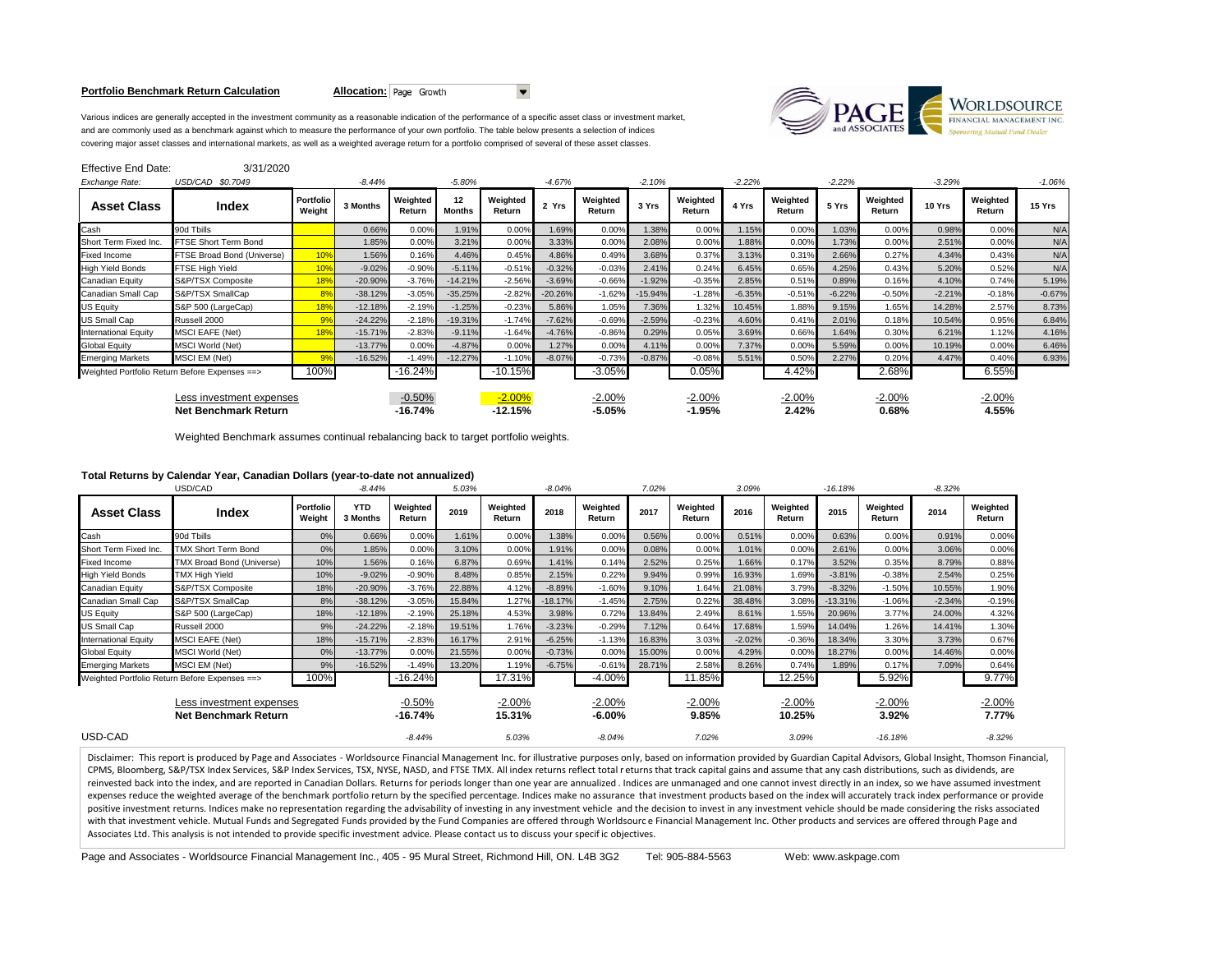**Portfolio Benchmark Return Calculation** **Allocation:** Page Growth

Various indices are generally accepted in the investment community as a reasonable indication of the performance of a specific asset class or investment market, and are commonly used as a benchmark against which to measure the performance of your own portfolio. The table below presents a selection of indices covering major asset classes and international markets, as well as a weighted average return for a portfolio comprised of several of these asset classes.

Effective End Date: 3/31/2020

| Exchange Rate: | USD/CAD $0.7049 | | -8.44% | | -5.80% | | -4.67% | | -2.10% | | -2.22% | | -2.22% | | -3.29% | | -1.06% |
|---|---|---|---|---|---|---|---|---|---|---|---|---|---|---|---|---|---|
| **Asset Class** | **Index** | **Portfolio Weight** | **3 Months** | **Weighted Return** | **12 Months** | **Weighted Return** | **2 Yrs** | **Weighted Return** | **3 Yrs** | **Weighted Return** | **4 Yrs** | **Weighted Return** | **5 Yrs** | **Weighted Return** | **10 Yrs** | **Weighted Return** | **15 Yrs** |
| Cash | 90d Tbills | | 0.66% | 0.00% | 1.91% | 0.00% | 1.69% | 0.00% | 1.38% | 0.00% | 1.15% | 0.00% | 1.03% | 0.00% | 0.98% | 0.00% | N/A |
| Short Term Fixed Inc. | FTSE Short Term Bond | | 1.85% | 0.00% | 3.21% | 0.00% | 3.33% | 0.00% | 2.08% | 0.00% | 1.88% | 0.00% | 1.73% | 0.00% | 2.51% | 0.00% | N/A |
| Fixed Income | FTSE Broad Bond (Universe) | 10% | 1.56% | 0.16% | 4.46% | 0.45% | 4.86% | 0.49% | 3.68% | 0.37% | 3.13% | 0.31% | 2.66% | 0.27% | 4.34% | 0.43% | N/A |
| High Yield Bonds | FTSE High Yield | 10% | -9.02% | -0.90% | -5.11% | -0.51% | -0.32% | -0.03% | 2.41% | 0.24% | 6.45% | 0.65% | 4.25% | 0.43% | 5.20% | 0.52% | N/A |
| Canadian Equity | S&P/TSX Composite | 18% | -20.90% | -3.76% | -14.21% | -2.56% | -3.69% | -0.66% | -1.92% | -0.35% | 2.85% | 0.51% | 0.89% | 0.16% | 4.10% | 0.74% | 5.19% |
| Canadian Small Cap | S&P/TSX SmallCap | 8% | -38.12% | -3.05% | -35.25% | -2.82% | -20.26% | -1.62% | -15.94% | -1.28% | -6.35% | -0.51% | -6.22% | -0.50% | -2.21% | -0.18% | -0.67% |
| US Equity | S&P 500 (LargeCap) | 18% | -12.18% | -2.19% | -1.25% | -0.23% | 5.86% | 1.05% | 7.36% | 1.32% | 10.45% | 1.88% | 9.15% | 1.65% | 14.28% | 2.57% | 8.73% |
| US Small Cap | Russell 2000 | 9% | -24.22% | -2.18% | -19.31% | -1.74% | -7.62% | -0.69% | -2.59% | -0.23% | 4.60% | 0.41% | 2.01% | 0.18% | 10.54% | 0.95% | 6.84% |
| International Equity | MSCI EAFE (Net) | 18% | -15.71% | -2.83% | -9.11% | -1.64% | -4.76% | -0.86% | 0.29% | 0.05% | 3.69% | 0.66% | 1.64% | 0.30% | 6.21% | 1.12% | 4.16% |
| Global Equity | MSCI World (Net) | | -13.77% | 0.00% | -4.87% | 0.00% | 1.27% | 0.00% | 4.11% | 0.00% | 7.37% | 0.00% | 5.59% | 0.00% | 10.19% | 0.00% | 6.46% |
| Emerging Markets | MSCI EM (Net) | 9% | -16.52% | -1.49% | -12.27% | -1.10% | -8.07% | -0.73% | -0.87% | -0.08% | 5.51% | 0.50% | 2.27% | 0.20% | 4.47% | 0.40% | 6.93% |
| Weighted Portfolio Return Before Expenses ==> | | 100% | | -16.24% | | -10.15% | | -3.05% | | 0.05% | | 4.42% | | 2.68% | | 6.55% | |
| | Less investment expenses | | | -0.50% | | -2.00% | | -2.00% | | -2.00% | | -2.00% | | -2.00% | | -2.00% | |
| | **Net Benchmark Return** | | | **-16.74%** | | **-12.15%** | | **-5.05%** | | **-1.95%** | | **2.42%** | | **0.68%** | | **4.55%** | |

Weighted Benchmark assumes continual rebalancing back to target portfolio weights.

**Total Returns by Calendar Year, Canadian Dollars (year-to-date not annualized)**

| | USD/CAD | | -8.44% | | 5.03% | | -8.04% | | 7.02% | | 3.09% | | -16.18% | | -8.32% | |
|---|---|---|---|---|---|---|---|---|---|---|---|---|---|---|---|---|
| **Asset Class** | **Index** | **Portfolio Weight** | **YTD 3 Months** | **Weighted Return** | **2019** | **Weighted Return** | **2018** | **Weighted Return** | **2017** | **Weighted Return** | **2016** | **Weighted Return** | **2015** | **Weighted Return** | **2014** | **Weighted Return** |
| Cash | 90d Tbills | 0% | 0.66% | 0.00% | 1.61% | 0.00% | 1.38% | 0.00% | 0.56% | 0.00% | 0.51% | 0.00% | 0.63% | 0.00% | 0.91% | 0.00% |
| Short Term Fixed Inc. | TMX Short Term Bond | 0% | 1.85% | 0.00% | 3.10% | 0.00% | 1.91% | 0.00% | 0.08% | 0.00% | 1.01% | 0.00% | 2.61% | 0.00% | 3.06% | 0.00% |
| Fixed Income | TMX Broad Bond (Universe) | 10% | 1.56% | 0.16% | 6.87% | 0.69% | 1.41% | 0.14% | 2.52% | 0.25% | 1.66% | 0.17% | 3.52% | 0.35% | 8.79% | 0.88% |
| High Yield Bonds | TMX High Yield | 10% | -9.02% | -0.90% | 8.48% | 0.85% | 2.15% | 0.22% | 9.94% | 0.99% | 16.93% | 1.69% | -3.81% | -0.38% | 2.54% | 0.25% |
| Canadian Equity | S&P/TSX Composite | 18% | -20.90% | -3.76% | 22.88% | 4.12% | -8.89% | -1.60% | 9.10% | 1.64% | 21.08% | 3.79% | -8.32% | -1.50% | 10.55% | 1.90% |
| Canadian Small Cap | S&P/TSX SmallCap | 8% | -38.12% | -3.05% | 15.84% | 1.27% | -18.17% | -1.45% | 2.75% | 0.22% | 38.48% | 3.08% | -13.31% | -1.06% | -2.34% | -0.19% |
| US Equity | S&P 500 (LargeCap) | 18% | -12.18% | -2.19% | 25.18% | 4.53% | 3.98% | 0.72% | 13.84% | 2.49% | 8.61% | 1.55% | 20.96% | 3.77% | 24.00% | 4.32% |
| US Small Cap | Russell 2000 | 9% | -24.22% | -2.18% | 19.51% | 1.76% | -3.23% | -0.29% | 7.12% | 0.64% | 17.68% | 1.59% | 14.04% | 1.26% | 14.41% | 1.30% |
| International Equity | MSCI EAFE (Net) | 18% | -15.71% | -2.83% | 16.17% | 2.91% | -6.25% | -1.13% | 16.83% | 3.03% | -2.02% | -0.36% | 18.34% | 3.30% | 3.73% | 0.67% |
| Global Equity | MSCI World (Net) | 0% | -13.77% | 0.00% | 21.55% | 0.00% | -0.73% | 0.00% | 15.00% | 0.00% | 4.29% | 0.00% | 18.27% | 0.00% | 14.46% | 0.00% |
| Emerging Markets | MSCI EM (Net) | 9% | -16.52% | -1.49% | 13.20% | 1.19% | -6.75% | -0.61% | 28.71% | 2.58% | 8.26% | 0.74% | 1.89% | 0.17% | 7.09% | 0.64% |
| Weighted Portfolio Return Before Expenses ==> | | 100% | | -16.24% | | 17.31% | | -4.00% | | 11.85% | | 12.25% | | 5.92% | | 9.77% |
| | Less investment expenses | | | -0.50% | | -2.00% | | -2.00% | | -2.00% | | -2.00% | | -2.00% | | -2.00% |
| | **Net Benchmark Return** | | | **-16.74%** | | **15.31%** | | **-6.00%** | | **9.85%** | | **10.25%** | | **3.92%** | | **7.77%** |
| USD-CAD | | | | -8.44% | | 5.03% | | -8.04% | | 7.02% | | 3.09% | | -16.18% | | -8.32% |

Disclaimer: This report is produced by Page and Associates - Worldsource Financial Management Inc. for illustrative purposes only, based on information provided by Guardian Capital Advisors, Global Insight, Thomson Financial, CPMS, Bloomberg, S&P/TSX Index Services, S&P Index Services, TSX, NYSE, NASD, and FTSE TMX. All index returns reflect total returns that track capital gains and assume that any cash distributions, such as dividends, are reinvested back into the index, and are reported in Canadian Dollars. Returns for periods longer than one year are annualized . Indices are unmanaged and one cannot invest directly in an index, so we have assumed investment expenses reduce the weighted average of the benchmark portfolio return by the specified percentage. Indices make no assurance that investment products based on the index will accurately track index performance or provide positive investment returns. Indices make no representation regarding the advisability of investing in any investment vehicle and the decision to invest in any investment vehicle should be made considering the risks associated with that investment vehicle. Mutual Funds and Segregated Funds provided by the Fund Companies are offered through Worldsource Financial Management Inc. Other products and services are offered through Page and Associates Ltd. This analysis is not intended to provide specific investment advice. Please contact us to discuss your specific objectives.

Page and Associates - Worldsource Financial Management Inc., 405 - 95 Mural Street, Richmond Hill, ON. L4B 3G2 Tel: 905-884-5563 Web: www.askpage.com